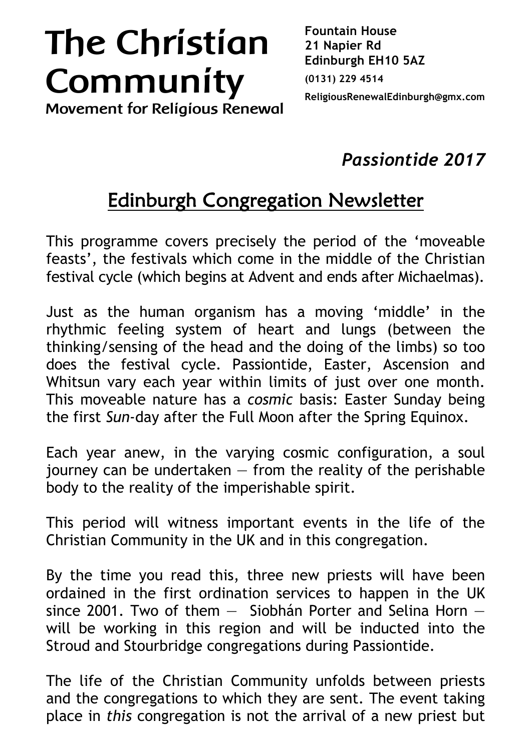# The Christian Community

**Movement for Religious Renewal**

**Fountain House**
**21 Napier Rd**
**Edinburgh EH10 5AZ**
**(0131) 229 4514**
**ReligiousRenewalEdinburgh@gmx.com**

***Passiontide 2017***

## Edinburgh Congregation Newsletter

This programme covers precisely the period of the 'moveable feasts', the festivals which come in the middle of the Christian festival cycle (which begins at Advent and ends after Michaelmas).

Just as the human organism has a moving 'middle' in the rhythmic feeling system of heart and lungs (between the thinking/sensing of the head and the doing of the limbs) so too does the festival cycle. Passiontide, Easter, Ascension and Whitsun vary each year within limits of just over one month. This moveable nature has a *cosmic* basis: Easter Sunday being the first *Sun*-day after the Full Moon after the Spring Equinox.

Each year anew, in the varying cosmic configuration, a soul journey can be undertaken — from the reality of the perishable body to the reality of the imperishable spirit.

This period will witness important events in the life of the Christian Community in the UK and in this congregation.

By the time you read this, three new priests will have been ordained in the first ordination services to happen in the UK since 2001. Two of them — Siobhán Porter and Selina Horn — will be working in this region and will be inducted into the Stroud and Stourbridge congregations during Passiontide.

The life of the Christian Community unfolds between priests and the congregations to which they are sent. The event taking place in *this* congregation is not the arrival of a new priest but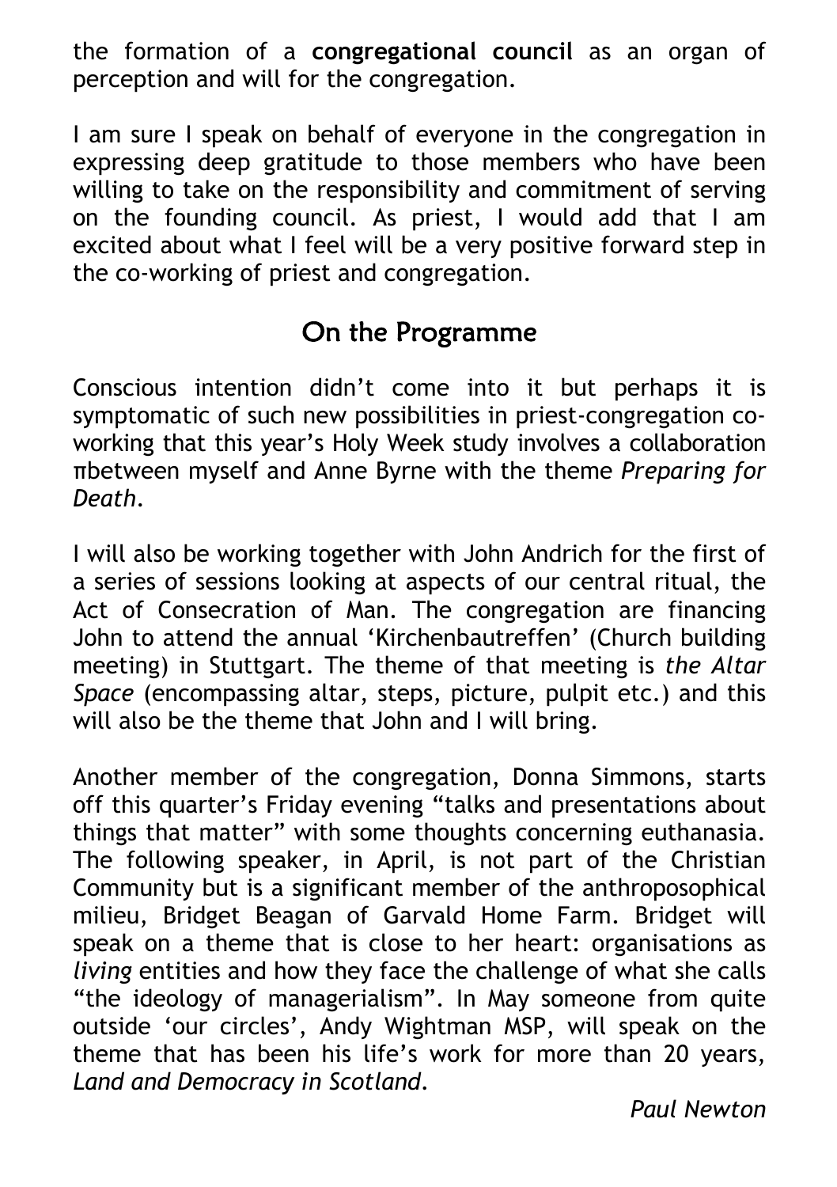the formation of a **congregational council** as an organ of perception and will for the congregation.

I am sure I speak on behalf of everyone in the congregation in expressing deep gratitude to those members who have been willing to take on the responsibility and commitment of serving on the founding council. As priest, I would add that I am excited about what I feel will be a very positive forward step in the co-working of priest and congregation.

## On the Programme

Conscious intention didn't come into it but perhaps it is symptomatic of such new possibilities in priest-congregation co-working that this year's Holy Week study involves a collaboration πbetween myself and Anne Byrne with the theme *Preparing for Death*.

I will also be working together with John Andrich for the first of a series of sessions looking at aspects of our central ritual, the Act of Consecration of Man. The congregation are financing John to attend the annual 'Kirchenbautreffen' (Church building meeting) in Stuttgart. The theme of that meeting is *the Altar Space* (encompassing altar, steps, picture, pulpit etc.) and this will also be the theme that John and I will bring.

Another member of the congregation, Donna Simmons, starts off this quarter's Friday evening "talks and presentations about things that matter" with some thoughts concerning euthanasia. The following speaker, in April, is not part of the Christian Community but is a significant member of the anthroposophical milieu, Bridget Beagan of Garvald Home Farm. Bridget will speak on a theme that is close to her heart: organisations as *living* entities and how they face the challenge of what she calls "the ideology of managerialism". In May someone from quite outside 'our circles', Andy Wightman MSP, will speak on the theme that has been his life's work for more than 20 years, *Land and Democracy in Scotland*.

*Paul Newton*